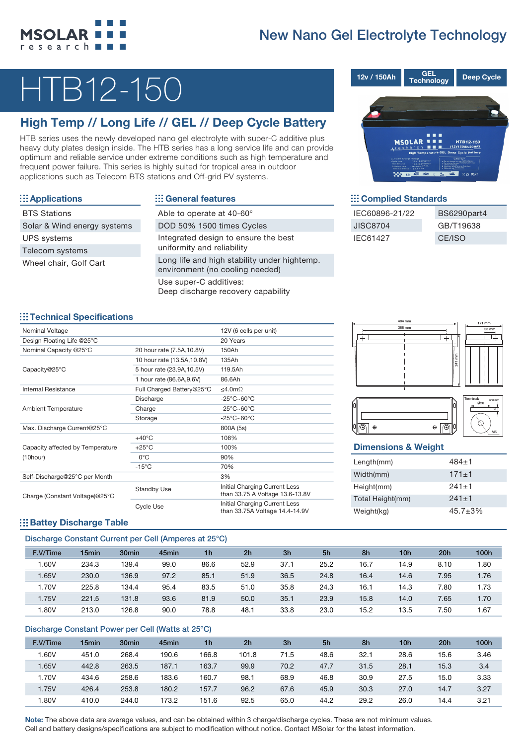MSOLAR research

## New Nano Gel Electrolyte Technology

# HTB12-150

12v / 150Ah | GEL Technology | Deep Cycle

## High Temp // Long Life // GEL // Deep Cycle Battery

HTB series uses the newly developed nano gel electrolyte with super-C additive plus heavy duty plates design inside. The HTB series has a long service life and can provide optimum and reliable service under extreme conditions such as high temperature and frequent power failure. This series is highly suited for tropical area in outdoor applications such as Telecom BTS stations and Off-grid PV systems.

### Applications

- BTS Stations
- Solar & Wind energy systems
- UPS systems
- Telecom systems
- Wheel chair, Golf Cart

### General features

- Able to operate at 40-60°
- DOD 50% 1500 times Cycles
- Integrated design to ensure the best uniformity and reliability
- Long life and high stability under hightemp. environment (no cooling needed)
- Use super-C additives: Deep discharge recovery capability

### Complied Standards

| | |
|---|---|
| IEC60896-21/22 | BS6290part4 |
| JISC8704 | GB/T19638 |
| IEC61427 | CE/ISO |

### Technical Specifications

| | | |
|---|---|---|
| Nominal Voltage | | 12V (6 cells per unit) |
| Design Floating Life @25°C | | 20 Years |
| Nominal Capacity @25°C | 20 hour rate (7.5A,10.8V) | 150Ah |
| Capacity@25°C | 10 hour rate (13.5A,10.8V) | 135Ah |
| | 5 hour rate (23.9A,10.5V) | 119.5Ah |
| | 1 hour rate (86.6A,9.6V) | 86.6Ah |
| Internal Resistance | Full Charged Battery@25°C | ≤4.0mΩ |
| Ambient Temperature | Discharge | -25°C~60°C |
| | Charge | -25°C~60°C |
| | Storage | -25°C~60°C |
| Max. Discharge Current@25°C | | 800A (5s) |
| Capacity affected by Temperature (10hour) | +40°C | 108% |
| | +25°C | 100% |
| | 0°C | 90% |
| | -15°C | 70% |
| Self-Discharge@25°C per Month | | 3% |
| Charge (Constant Voltage)@25°C | Standby Use | Initial Charging Current Less than 33.75 A Voltage 13.6-13.8V |
| | Cycle Use | Initial Charging Current Less than 33.75A Voltage 14.4-14.9V |

484 mm; 388 mm; 171 mm; 53 mm; 241 mm; Terminal: Ø20; M5; unit mm

### Dimensions & Weight

| | |
|---|---|
| Length(mm) | 484±1 |
| Width(mm) | 171±1 |
| Height(mm) | 241±1 |
| Total Height(mm) | 241±1 |
| Weight(kg) | 45.7±3% |

### Battey Discharge Table

#### Discharge Constant Current per Cell (Amperes at 25°C)

| F.V/Time | 15min | 30min | 45min | 1h | 2h | 3h | 5h | 8h | 10h | 20h | 100h |
|---|---|---|---|---|---|---|---|---|---|---|---|
| 1.60V | 234.3 | 139.4 | 99.0 | 86.6 | 52.9 | 37.1 | 25.2 | 16.7 | 14.9 | 8.10 | 1.80 |
| 1.65V | 230.0 | 136.9 | 97.2 | 85.1 | 51.9 | 36.5 | 24.8 | 16.4 | 14.6 | 7.95 | 1.76 |
| 1.70V | 225.8 | 134.4 | 95.4 | 83.5 | 51.0 | 35.8 | 24.3 | 16.1 | 14.3 | 7.80 | 1.73 |
| 1.75V | 221.5 | 131.8 | 93.6 | 81.9 | 50.0 | 35.1 | 23.9 | 15.8 | 14.0 | 7.65 | 1.70 |
| 1.80V | 213.0 | 126.8 | 90.0 | 78.8 | 48.1 | 33.8 | 23.0 | 15.2 | 13.5 | 7.50 | 1.67 |

#### Discharge Constant Power per Cell (Watts at 25°C)

| F.V/Time | 15min | 30min | 45min | 1h | 2h | 3h | 5h | 8h | 10h | 20h | 100h |
|---|---|---|---|---|---|---|---|---|---|---|---|
| 1.60V | 451.0 | 268.4 | 190.6 | 166.8 | 101.8 | 71.5 | 48.6 | 32.1 | 28.6 | 15.6 | 3.46 |
| 1.65V | 442.8 | 263.5 | 187.1 | 163.7 | 99.9 | 70.2 | 47.7 | 31.5 | 28.1 | 15.3 | 3.4 |
| 1.70V | 434.6 | 258.6 | 183.6 | 160.7 | 98.1 | 68.9 | 46.8 | 30.9 | 27.5 | 15.0 | 3.33 |
| 1.75V | 426.4 | 253.8 | 180.2 | 157.7 | 96.2 | 67.6 | 45.9 | 30.3 | 27.0 | 14.7 | 3.27 |
| 1.80V | 410.0 | 244.0 | 173.2 | 151.6 | 92.5 | 65.0 | 44.2 | 29.2 | 26.0 | 14.4 | 3.21 |

**Note:** The above data are average values, and can be obtained within 3 charge/discharge cycles. These are not minimum values. Cell and battery designs/specifications are subject to modification without notice. Contact MSolar for the latest information.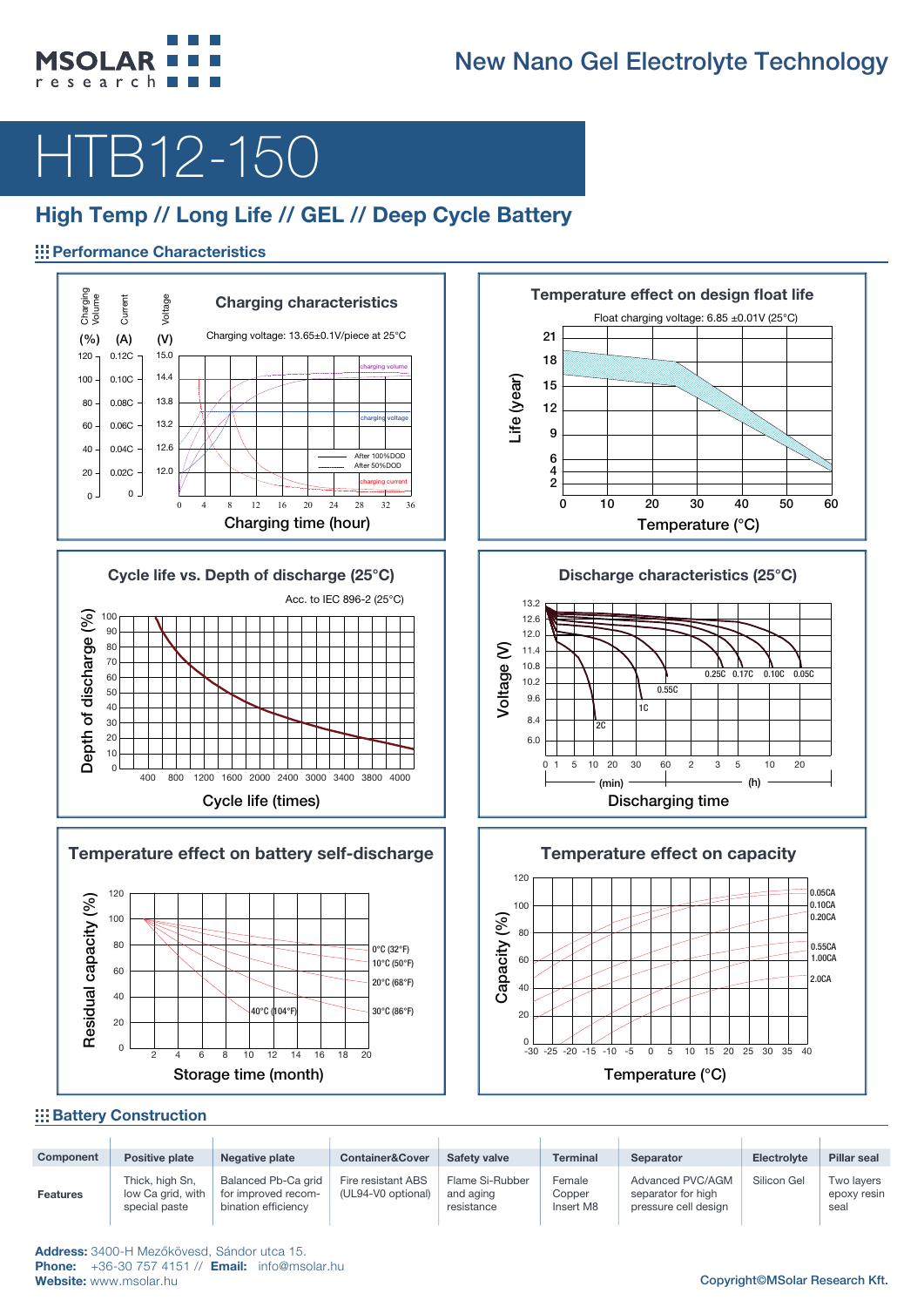MSOLAR research

New Nano Gel Electrolyte Technology

# HTB12-150

## High Temp // Long Life // GEL // Deep Cycle Battery

### Performance Characteristics

**Charging characteristics**

Charging voltage: 13.65±0.1V/piece at 25°C

Charging Volume (%) | Current (A) | Voltage (V)

120 | 0.12C | 15.0
100 | 0.10C | 14.4
80 | 0.08C | 13.8
60 | 0.06C | 13.2
40 | 0.04C | 12.6
20 | 0.02C | 12.0
0 | 0

charging volume
charging voltage
After 100%DOD
After 50%DOD
charging current

0 4 8 12 16 20 24 28 32 36

Charging time (hour)

**Temperature effect on design float life**

Float charging voltage: 6.85 ±0.01V (25°C)

Life (year)

21 18 15 12 9 6 4 2

0 10 20 30 40 50 60

Temperature (°C)

**Cycle life vs. Depth of discharge (25°C)**

Acc. to IEC 896-2 (25°C)

Depth of discharge (%)

100 90 80 70 60 50 40 30 20 10 0

400 800 1200 1600 2000 2400 3000 3400 3800 4000

Cycle life (times)

**Discharge characteristics (25°C)**

Voltage (V)

13.2 12.6 12.0 11.4 10.8 10.2 9.6 8.4 6.0

0.25C 0.17C 0.10C 0.05C
0.55C
1C
2C

0 1 5 10 20 30 60 2 3 5 10 20

(min) (h)

Discharging time

**Temperature effect on battery self-discharge**

Residual capacity (%)

120 100 80 60 40 20 0

0°C (32°F)
10°C (50°F)
20°C (68°F)
30°C (86°F)
40°C (104°F)

2 4 6 8 10 12 14 16 18 20

Storage time (month)

**Temperature effect on capacity**

Capacity (%)

120 100 80 60 40 20 0

0.05CA
0.10CA
0.20CA
0.55CA
1.00CA
2.0CA

-30 -25 -20 -15 -10 -5 0 5 10 15 20 25 30 35 40

Temperature (°C)

### Battery Construction

| Component | Positive plate | Negative plate | Container&Cover | Safety valve | Terminal | Separator | Electrolyte | Pillar seal |
|---|---|---|---|---|---|---|---|---|
| Features | Thick, high Sn, low Ca grid, with special paste | Balanced Pb-Ca grid for improved recom-bination efficiency | Fire resistant ABS (UL94-V0 optional) | Flame Si-Rubber and aging resistance | Female Copper Insert M8 | Advanced PVC/AGM separator for high pressure cell design | Silicon Gel | Two layers epoxy resin seal |

**Address:** 3400-H Mezőkövesd, Sándor utca 15.
**Phone:** +36-30 757 4151 // **Email:** info@msolar.hu
**Website:** www.msolar.hu

Copyright©MSolar Research Kft.